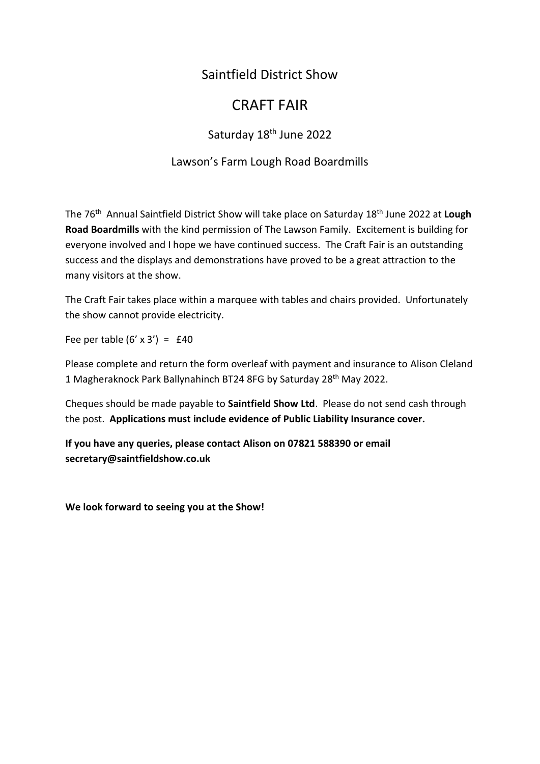# Saintfield District Show

## CRAFT FAIR

### Saturday 18th June 2022

### Lawson's Farm Lough Road Boardmills

The 76th Annual Saintfield District Show will take place on Saturday 18th June 2022 at **Lough Road Boardmills** with the kind permission of The Lawson Family. Excitement is building for everyone involved and I hope we have continued success. The Craft Fair is an outstanding success and the displays and demonstrations have proved to be a great attraction to the many visitors at the show.

The Craft Fair takes place within a marquee with tables and chairs provided. Unfortunately the show cannot provide electricity.

Fee per table (6' x 3') = £40

Please complete and return the form overleaf with payment and insurance to Alison Cleland 1 Magheraknock Park Ballynahinch BT24 8FG by Saturday 28th May 2022.

Cheques should be made payable to **Saintfield Show Ltd**. Please do not send cash through the post. **Applications must include evidence of Public Liability Insurance cover.**

**If you have any queries, please contact Alison on 07821 588390 or email secretary@saintfieldshow.co.uk**

**We look forward to seeing you at the Show!**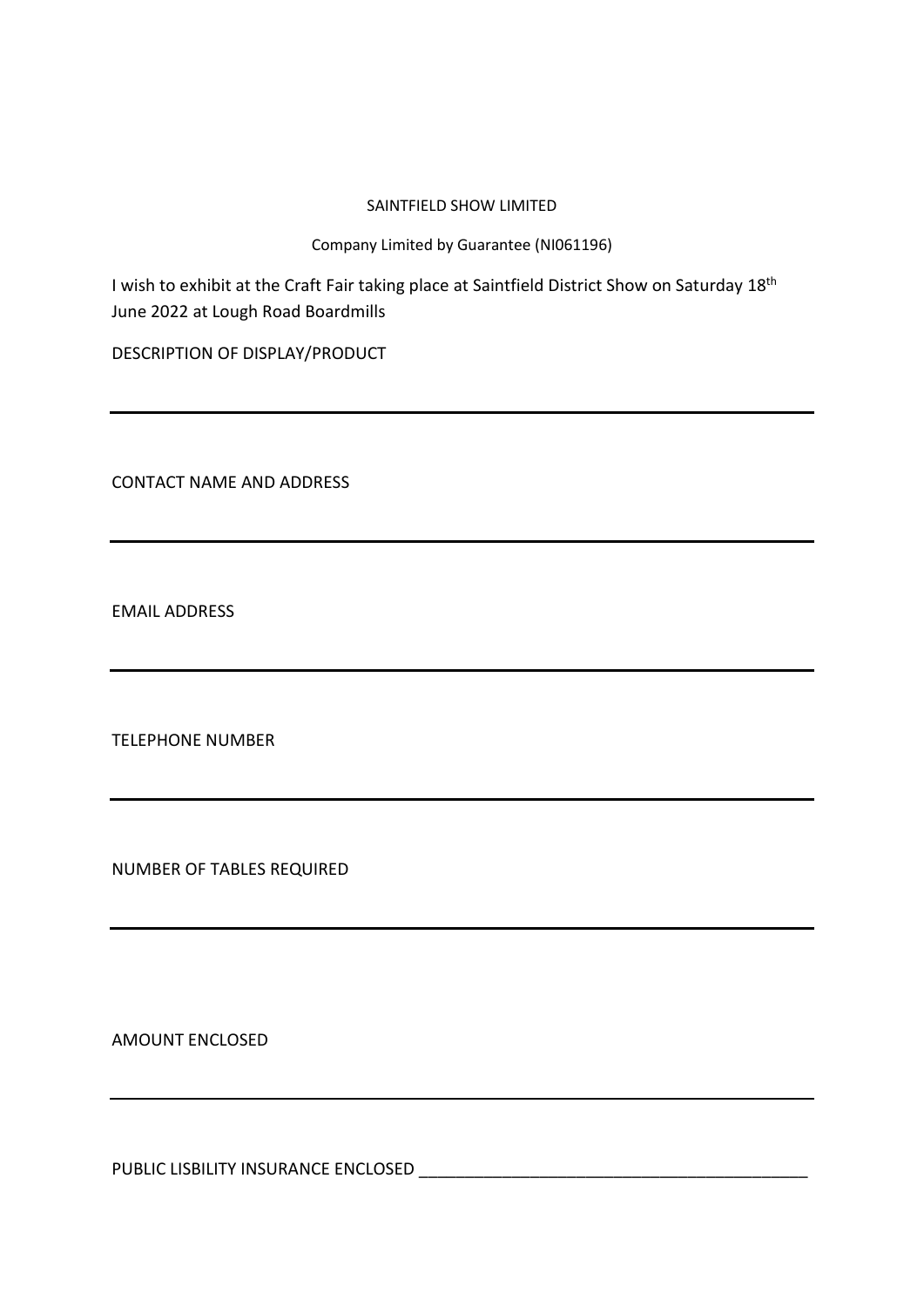SAINTFIELD SHOW LIMITED

Company Limited by Guarantee (NI061196)

I wish to exhibit at the Craft Fair taking place at Saintfield District Show on Saturday 18th June 2022 at Lough Road Boardmills

DESCRIPTION OF DISPLAY/PRODUCT

---

CONTACT NAME AND ADDRESS

---

EMAIL ADDRESS

---

TELEPHONE NUMBER

---

NUMBER OF TABLES REQUIRED

---

AMOUNT ENCLOSED

---

PUBLIC LISBILITY INSURANCE ENCLOSED ___________________________________________